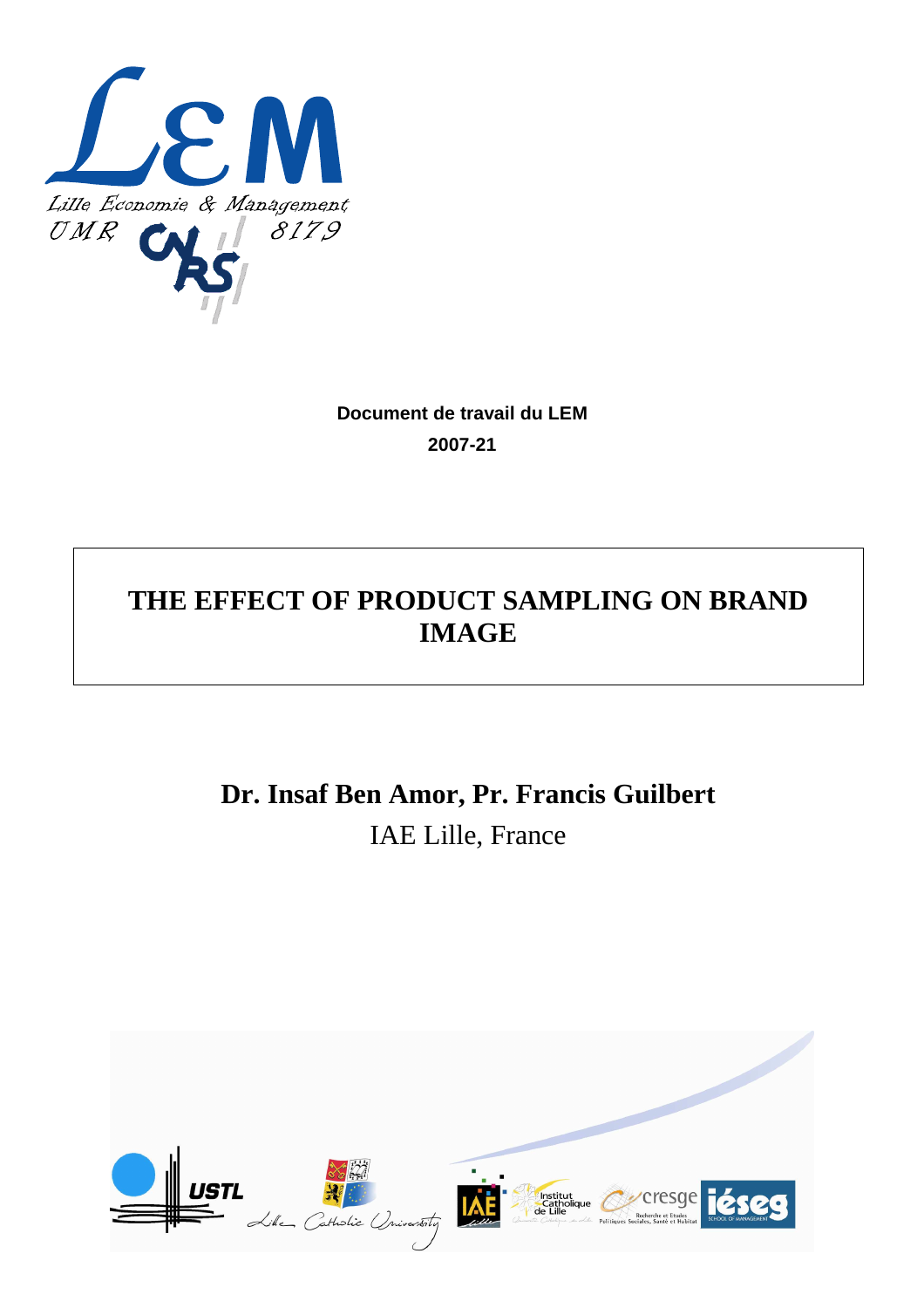Document de travail du LEM

2007-21

# THE EFFECT OF PRODUCT SAMPLING ON BRAND IMAGE

**Dr. Insaf Ben Amor, Pr. Francis Guilbert**

IAE Lille, France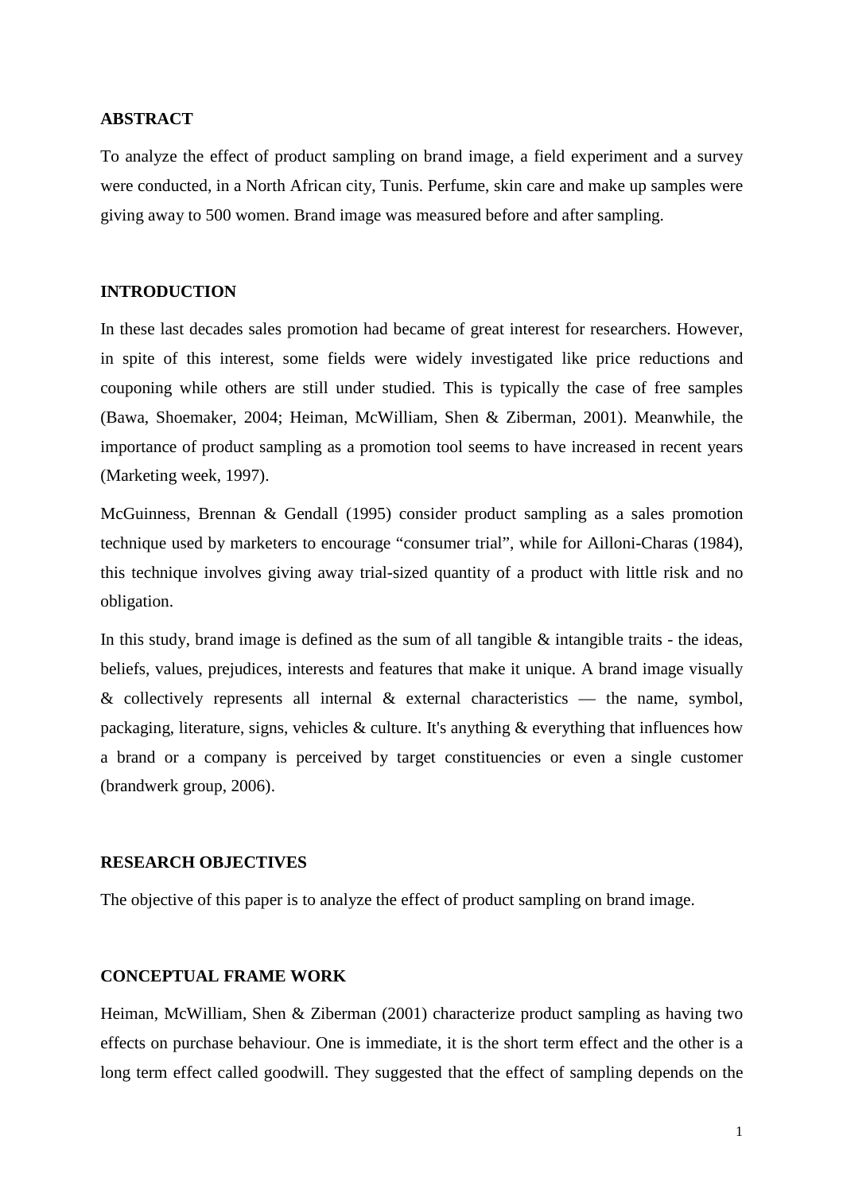## ABSTRACT

To analyze the effect of product sampling on brand image, a field experiment and a survey were conducted, in a North African city, Tunis. Perfume, skin care and make up samples were giving away to 500 women. Brand image was measured before and after sampling.

## INTRODUCTION

In these last decades sales promotion had became of great interest for researchers. However, in spite of this interest, some fields were widely investigated like price reductions and couponing while others are still under studied. This is typically the case of free samples (Bawa, Shoemaker, 2004; Heiman, McWilliam, Shen & Ziberman, 2001). Meanwhile, the importance of product sampling as a promotion tool seems to have increased in recent years (Marketing week, 1997).

McGuinness, Brennan & Gendall (1995) consider product sampling as a sales promotion technique used by marketers to encourage "consumer trial", while for Ailloni-Charas (1984), this technique involves giving away trial-sized quantity of a product with little risk and no obligation.

In this study, brand image is defined as the sum of all tangible & intangible traits - the ideas, beliefs, values, prejudices, interests and features that make it unique. A brand image visually & collectively represents all internal & external characteristics — the name, symbol, packaging, literature, signs, vehicles & culture. It's anything & everything that influences how a brand or a company is perceived by target constituencies or even a single customer (brandwerk group, 2006).

## RESEARCH OBJECTIVES

The objective of this paper is to analyze the effect of product sampling on brand image.

## CONCEPTUAL FRAME WORK

Heiman, McWilliam, Shen & Ziberman (2001) characterize product sampling as having two effects on purchase behaviour. One is immediate, it is the short term effect and the other is a long term effect called goodwill. They suggested that the effect of sampling depends on the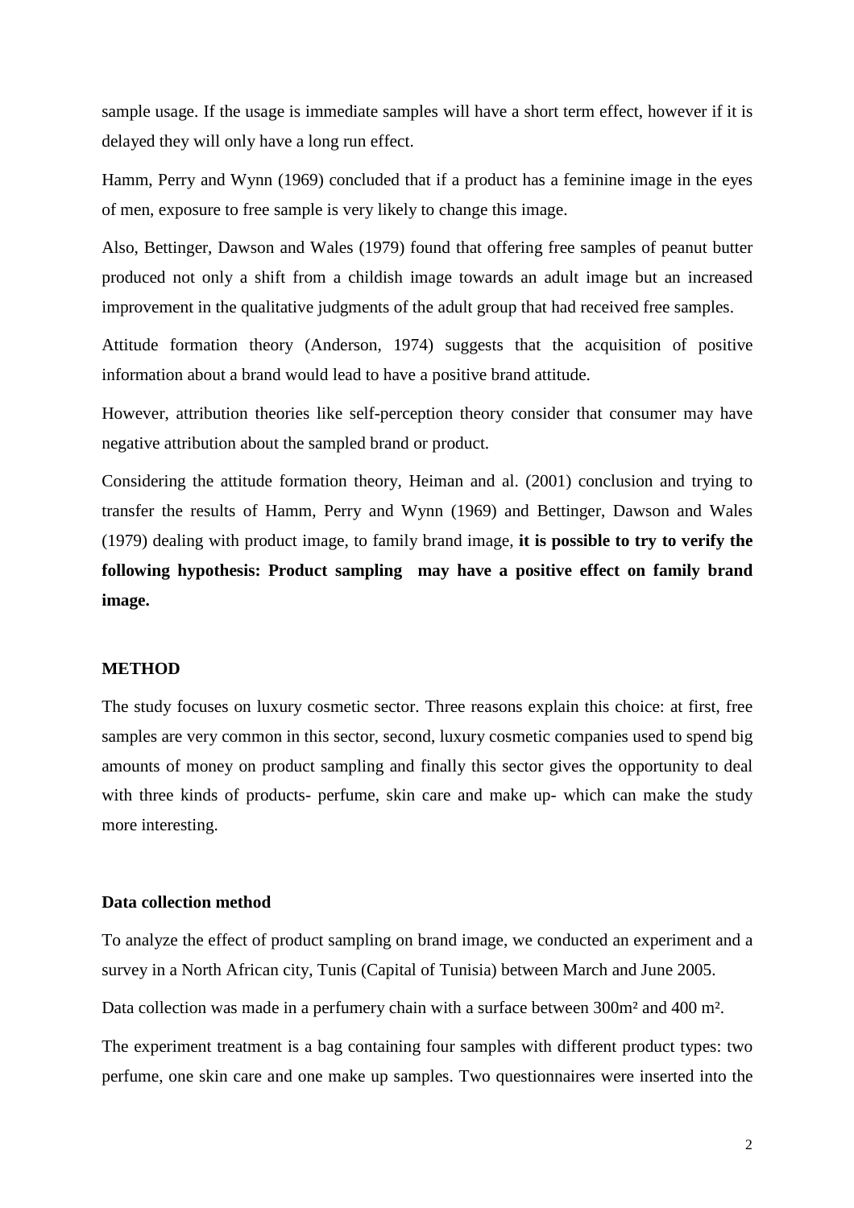sample usage. If the usage is immediate samples will have a short term effect, however if it is delayed they will only have a long run effect.

Hamm, Perry and Wynn (1969) concluded that if a product has a feminine image in the eyes of men, exposure to free sample is very likely to change this image.

Also, Bettinger, Dawson and Wales (1979) found that offering free samples of peanut butter produced not only a shift from a childish image towards an adult image but an increased improvement in the qualitative judgments of the adult group that had received free samples.

Attitude formation theory (Anderson, 1974) suggests that the acquisition of positive information about a brand would lead to have a positive brand attitude.

However, attribution theories like self-perception theory consider that consumer may have negative attribution about the sampled brand or product.

Considering the attitude formation theory, Heiman and al. (2001) conclusion and trying to transfer the results of Hamm, Perry and Wynn (1969) and Bettinger, Dawson and Wales (1979) dealing with product image, to family brand image, **it is possible to try to verify the following hypothesis: Product sampling may have a positive effect on family brand image.**

## METHOD

The study focuses on luxury cosmetic sector. Three reasons explain this choice: at first, free samples are very common in this sector, second, luxury cosmetic companies used to spend big amounts of money on product sampling and finally this sector gives the opportunity to deal with three kinds of products- perfume, skin care and make up- which can make the study more interesting.

### Data collection method

To analyze the effect of product sampling on brand image, we conducted an experiment and a survey in a North African city, Tunis (Capital of Tunisia) between March and June 2005.

Data collection was made in a perfumery chain with a surface between 300m² and 400 m².

The experiment treatment is a bag containing four samples with different product types: two perfume, one skin care and one make up samples. Two questionnaires were inserted into the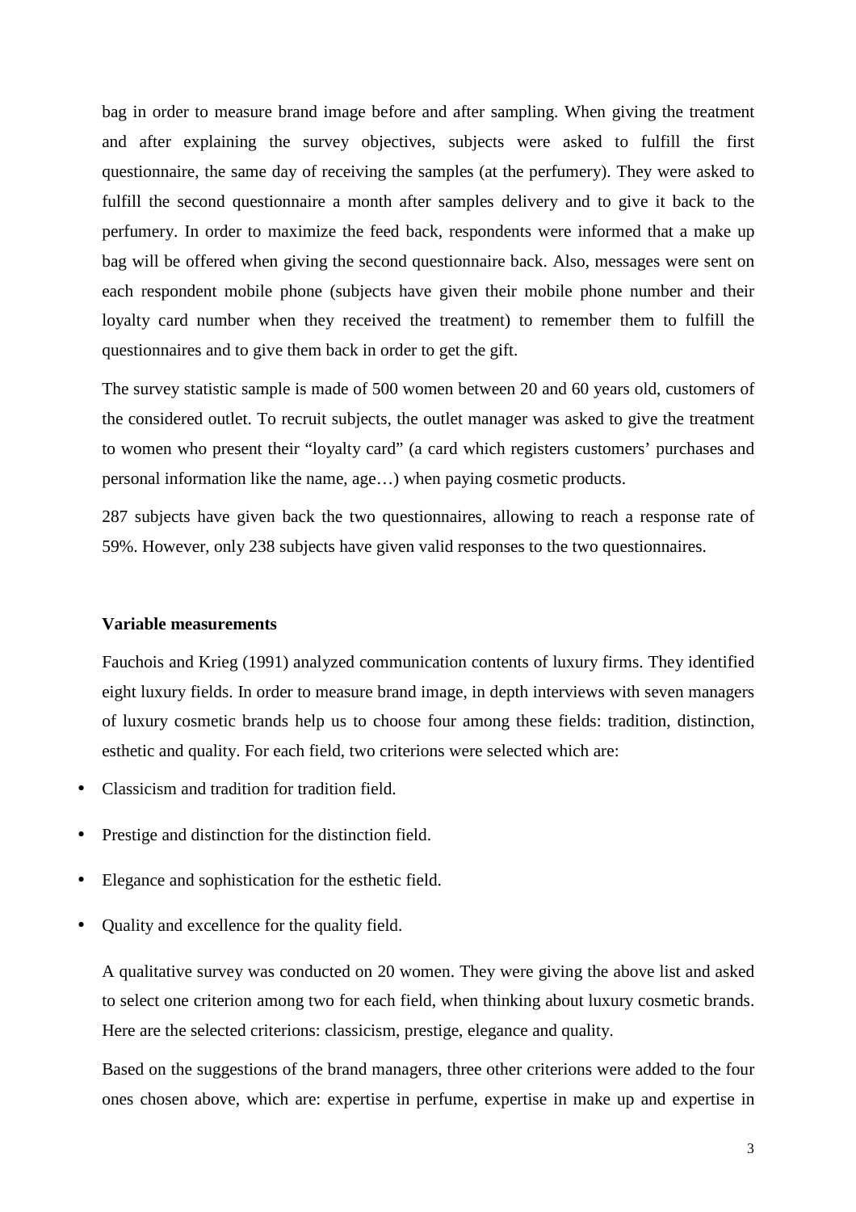bag in order to measure brand image before and after sampling. When giving the treatment and after explaining the survey objectives, subjects were asked to fulfill the first questionnaire, the same day of receiving the samples (at the perfumery). They were asked to fulfill the second questionnaire a month after samples delivery and to give it back to the perfumery. In order to maximize the feed back, respondents were informed that a make up bag will be offered when giving the second questionnaire back. Also, messages were sent on each respondent mobile phone (subjects have given their mobile phone number and their loyalty card number when they received the treatment) to remember them to fulfill the questionnaires and to give them back in order to get the gift.

The survey statistic sample is made of 500 women between 20 and 60 years old, customers of the considered outlet. To recruit subjects, the outlet manager was asked to give the treatment to women who present their "loyalty card" (a card which registers customers' purchases and personal information like the name, age…) when paying cosmetic products.

287 subjects have given back the two questionnaires, allowing to reach a response rate of 59%. However, only 238 subjects have given valid responses to the two questionnaires.

**Variable measurements**

Fauchois and Krieg (1991) analyzed communication contents of luxury firms. They identified eight luxury fields. In order to measure brand image, in depth interviews with seven managers of luxury cosmetic brands help us to choose four among these fields: tradition, distinction, esthetic and quality. For each field, two criterions were selected which are:

- Classicism and tradition for tradition field.
- Prestige and distinction for the distinction field.
- Elegance and sophistication for the esthetic field.
- Quality and excellence for the quality field.

A qualitative survey was conducted on 20 women. They were giving the above list and asked to select one criterion among two for each field, when thinking about luxury cosmetic brands. Here are the selected criterions: classicism, prestige, elegance and quality.

Based on the suggestions of the brand managers, three other criterions were added to the four ones chosen above, which are: expertise in perfume, expertise in make up and expertise in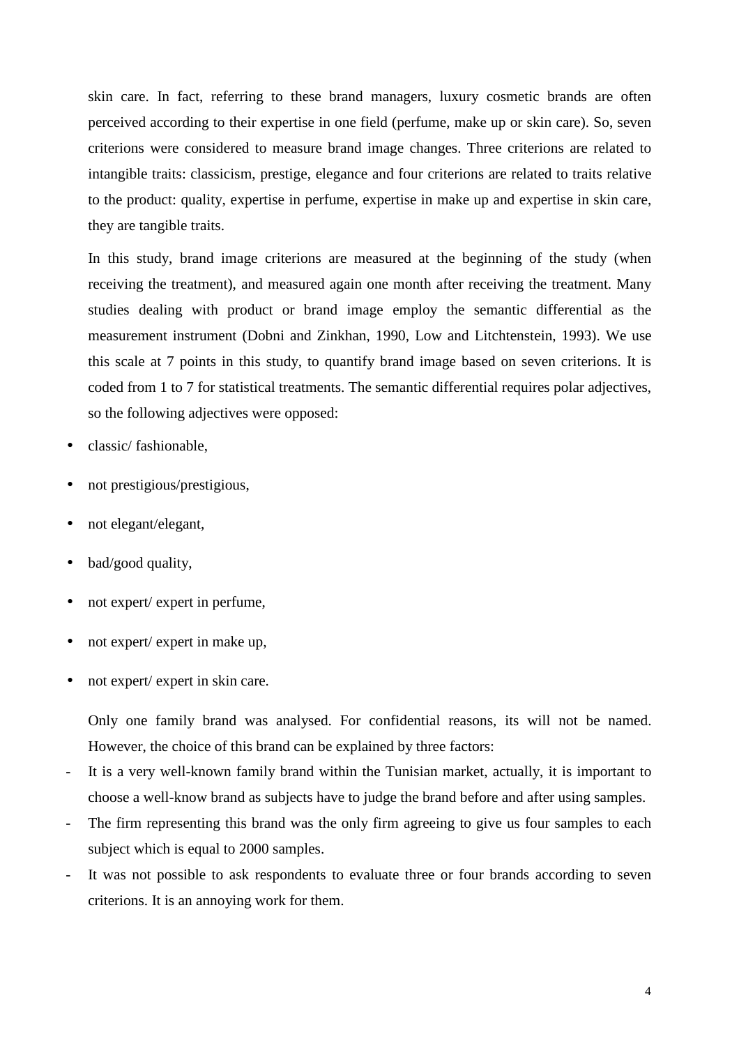skin care. In fact, referring to these brand managers, luxury cosmetic brands are often perceived according to their expertise in one field (perfume, make up or skin care). So, seven criterions were considered to measure brand image changes. Three criterions are related to intangible traits: classicism, prestige, elegance and four criterions are related to traits relative to the product: quality, expertise in perfume, expertise in make up and expertise in skin care, they are tangible traits.

In this study, brand image criterions are measured at the beginning of the study (when receiving the treatment), and measured again one month after receiving the treatment. Many studies dealing with product or brand image employ the semantic differential as the measurement instrument (Dobni and Zinkhan, 1990, Low and Litchtenstein, 1993). We use this scale at 7 points in this study, to quantify brand image based on seven criterions. It is coded from 1 to 7 for statistical treatments. The semantic differential requires polar adjectives, so the following adjectives were opposed:

- classic/ fashionable,
- not prestigious/prestigious,
- not elegant/elegant,
- bad/good quality,
- not expert/ expert in perfume,
- not expert/ expert in make up,
- not expert/ expert in skin care.

Only one family brand was analysed. For confidential reasons, its will not be named. However, the choice of this brand can be explained by three factors:

- It is a very well-known family brand within the Tunisian market, actually, it is important to choose a well-know brand as subjects have to judge the brand before and after using samples.
- The firm representing this brand was the only firm agreeing to give us four samples to each subject which is equal to 2000 samples.
- It was not possible to ask respondents to evaluate three or four brands according to seven criterions. It is an annoying work for them.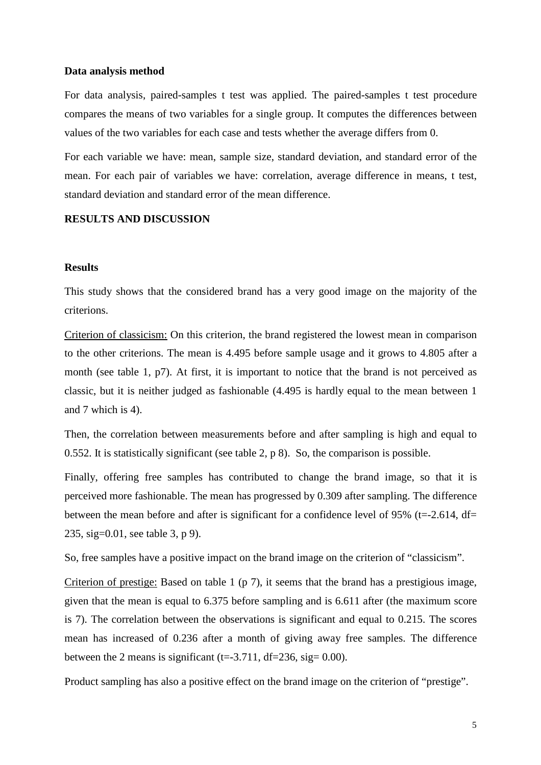**Data analysis method**

For data analysis, paired-samples t test was applied. The paired-samples t test procedure compares the means of two variables for a single group. It computes the differences between values of the two variables for each case and tests whether the average differs from 0.

For each variable we have: mean, sample size, standard deviation, and standard error of the mean. For each pair of variables we have: correlation, average difference in means, t test, standard deviation and standard error of the mean difference.

## RESULTS AND DISCUSSION

### Results

This study shows that the considered brand has a very good image on the majority of the criterions.

Criterion of classicism: On this criterion, the brand registered the lowest mean in comparison to the other criterions. The mean is 4.495 before sample usage and it grows to 4.805 after a month (see table 1, p7). At first, it is important to notice that the brand is not perceived as classic, but it is neither judged as fashionable (4.495 is hardly equal to the mean between 1 and 7 which is 4).

Then, the correlation between measurements before and after sampling is high and equal to 0.552. It is statistically significant (see table 2, p 8). So, the comparison is possible.

Finally, offering free samples has contributed to change the brand image, so that it is perceived more fashionable. The mean has progressed by 0.309 after sampling. The difference between the mean before and after is significant for a confidence level of 95% (t=-2.614, df= 235, sig=0.01, see table 3, p 9).

So, free samples have a positive impact on the brand image on the criterion of "classicism".

Criterion of prestige: Based on table 1 (p 7), it seems that the brand has a prestigious image, given that the mean is equal to 6.375 before sampling and is 6.611 after (the maximum score is 7). The correlation between the observations is significant and equal to 0.215. The scores mean has increased of 0.236 after a month of giving away free samples. The difference between the 2 means is significant (t=-3.711, df=236, sig= 0.00).

Product sampling has also a positive effect on the brand image on the criterion of "prestige".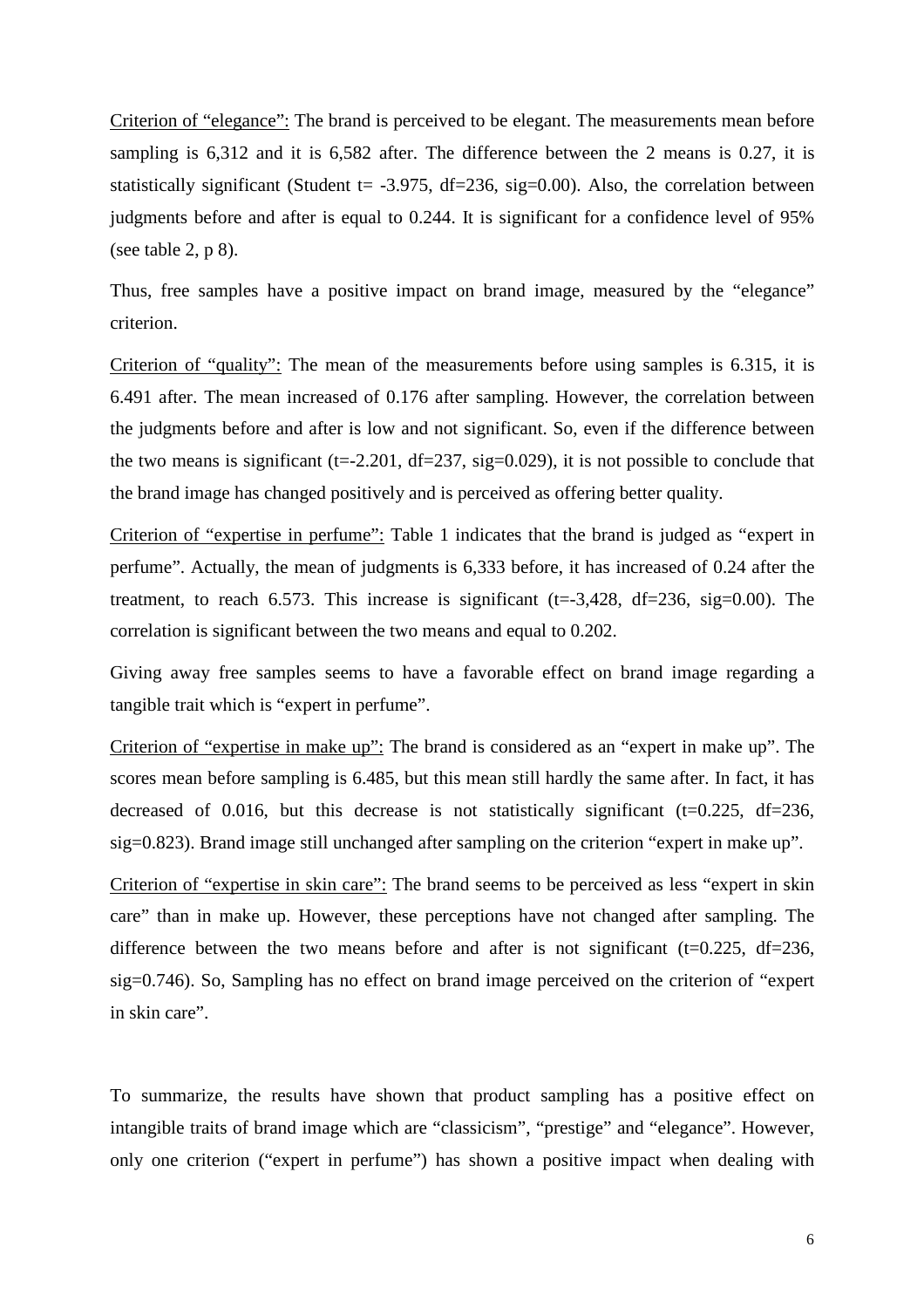Criterion of "elegance": The brand is perceived to be elegant. The measurements mean before sampling is 6,312 and it is 6,582 after. The difference between the 2 means is 0.27, it is statistically significant (Student t= -3.975, df=236, sig=0.00). Also, the correlation between judgments before and after is equal to 0.244. It is significant for a confidence level of 95% (see table 2, p 8).

Thus, free samples have a positive impact on brand image, measured by the "elegance" criterion.

Criterion of "quality": The mean of the measurements before using samples is 6.315, it is 6.491 after. The mean increased of 0.176 after sampling. However, the correlation between the judgments before and after is low and not significant. So, even if the difference between the two means is significant (t=-2.201, df=237, sig=0.029), it is not possible to conclude that the brand image has changed positively and is perceived as offering better quality.

Criterion of "expertise in perfume": Table 1 indicates that the brand is judged as "expert in perfume". Actually, the mean of judgments is 6,333 before, it has increased of 0.24 after the treatment, to reach 6.573. This increase is significant (t=-3,428, df=236, sig=0.00). The correlation is significant between the two means and equal to 0.202.

Giving away free samples seems to have a favorable effect on brand image regarding a tangible trait which is "expert in perfume".

Criterion of "expertise in make up": The brand is considered as an "expert in make up". The scores mean before sampling is 6.485, but this mean still hardly the same after. In fact, it has decreased of 0.016, but this decrease is not statistically significant (t=0.225, df=236, sig=0.823). Brand image still unchanged after sampling on the criterion "expert in make up".

Criterion of "expertise in skin care": The brand seems to be perceived as less "expert in skin care" than in make up. However, these perceptions have not changed after sampling. The difference between the two means before and after is not significant (t=0.225, df=236, sig=0.746). So, Sampling has no effect on brand image perceived on the criterion of "expert in skin care".

To summarize, the results have shown that product sampling has a positive effect on intangible traits of brand image which are "classicism", "prestige" and "elegance". However, only one criterion ("expert in perfume") has shown a positive impact when dealing with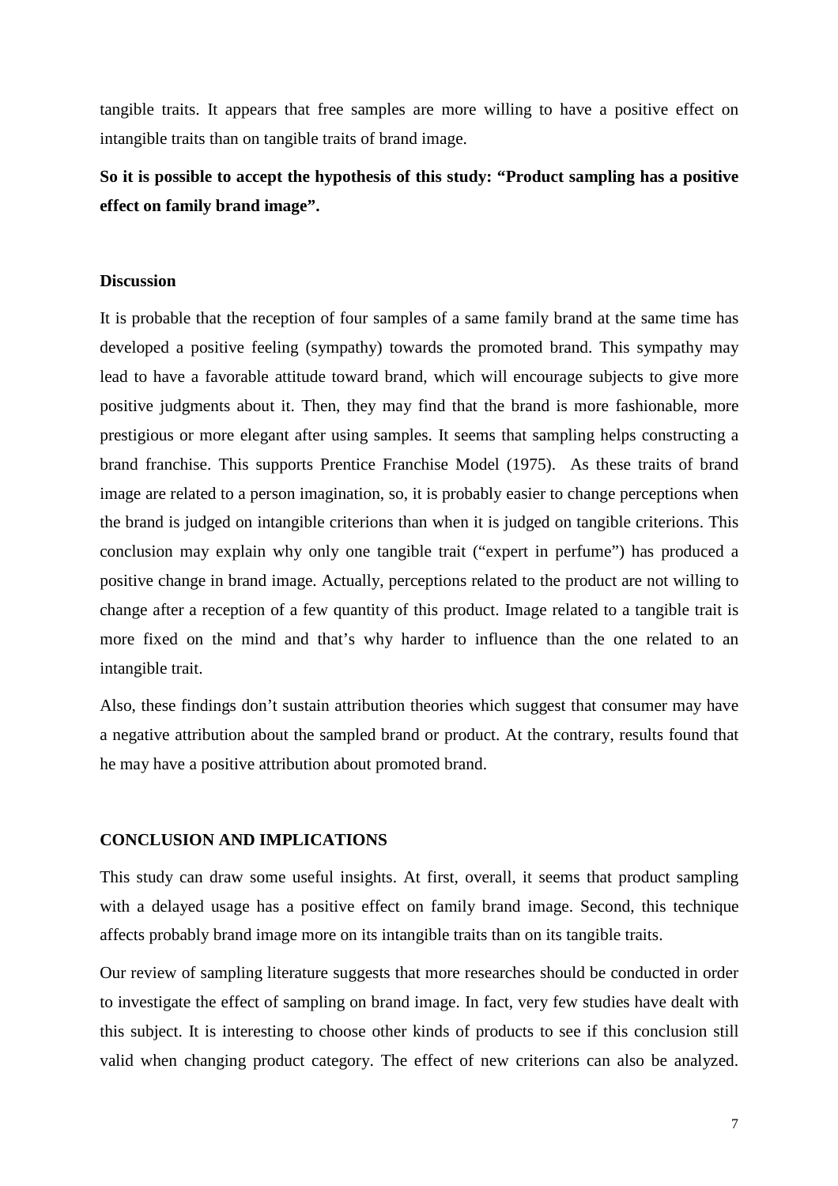tangible traits. It appears that free samples are more willing to have a positive effect on intangible traits than on tangible traits of brand image.

**So it is possible to accept the hypothesis of this study: "Product sampling has a positive effect on family brand image".**

### Discussion

It is probable that the reception of four samples of a same family brand at the same time has developed a positive feeling (sympathy) towards the promoted brand. This sympathy may lead to have a favorable attitude toward brand, which will encourage subjects to give more positive judgments about it. Then, they may find that the brand is more fashionable, more prestigious or more elegant after using samples. It seems that sampling helps constructing a brand franchise. This supports Prentice Franchise Model (1975). As these traits of brand image are related to a person imagination, so, it is probably easier to change perceptions when the brand is judged on intangible criterions than when it is judged on tangible criterions. This conclusion may explain why only one tangible trait ("expert in perfume") has produced a positive change in brand image. Actually, perceptions related to the product are not willing to change after a reception of a few quantity of this product. Image related to a tangible trait is more fixed on the mind and that's why harder to influence than the one related to an intangible trait.

Also, these findings don't sustain attribution theories which suggest that consumer may have a negative attribution about the sampled brand or product. At the contrary, results found that he may have a positive attribution about promoted brand.

## CONCLUSION AND IMPLICATIONS

This study can draw some useful insights. At first, overall, it seems that product sampling with a delayed usage has a positive effect on family brand image. Second, this technique affects probably brand image more on its intangible traits than on its tangible traits.

Our review of sampling literature suggests that more researches should be conducted in order to investigate the effect of sampling on brand image. In fact, very few studies have dealt with this subject. It is interesting to choose other kinds of products to see if this conclusion still valid when changing product category. The effect of new criterions can also be analyzed.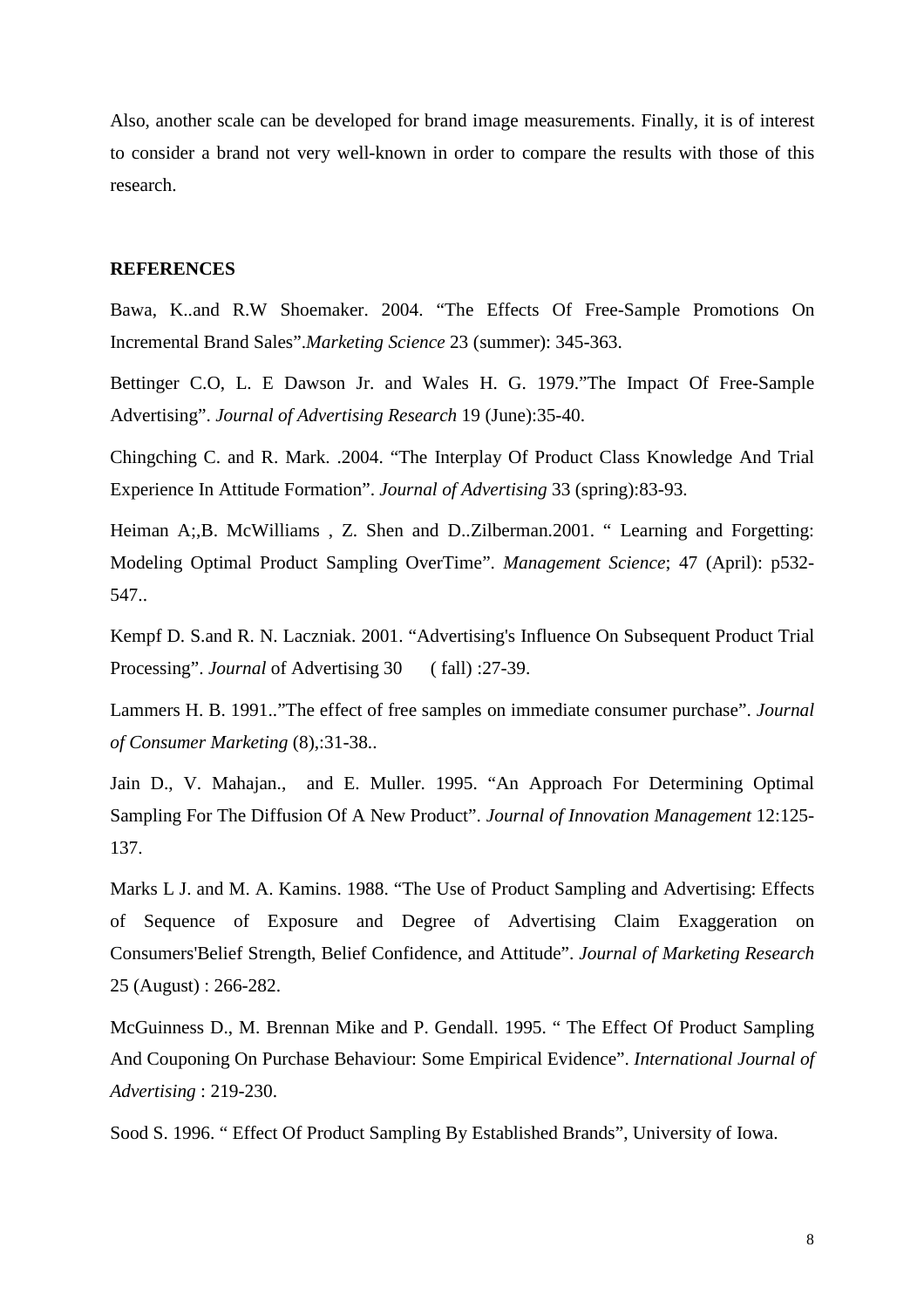Also, another scale can be developed for brand image measurements. Finally, it is of interest to consider a brand not very well-known in order to compare the results with those of this research.

**REFERENCES**

Bawa, K..and R.W Shoemaker. 2004. "The Effects Of Free-Sample Promotions On Incremental Brand Sales".*Marketing Science* 23 (summer): 345-363.

Bettinger C.O, L. E Dawson Jr. and Wales H. G. 1979."The Impact Of Free-Sample Advertising". *Journal of Advertising Research* 19 (June):35-40.

Chingching C. and R. Mark. .2004. "The Interplay Of Product Class Knowledge And Trial Experience In Attitude Formation". *Journal of Advertising* 33 (spring):83-93.

Heiman A;,B. McWilliams , Z. Shen and D..Zilberman.2001. " Learning and Forgetting: Modeling Optimal Product Sampling OverTime". *Management Science*; 47 (April): p532-547..

Kempf D. S.and R. N. Laczniak. 2001. "Advertising's Influence On Subsequent Product Trial Processing". *Journal* of Advertising 30 ( fall) :27-39.

Lammers H. B. 1991.."The effect of free samples on immediate consumer purchase". *Journal of Consumer Marketing* (8),:31-38..

Jain D., V. Mahajan., and E. Muller. 1995. "An Approach For Determining Optimal Sampling For The Diffusion Of A New Product". *Journal of Innovation Management* 12:125-137.

Marks L J. and M. A. Kamins. 1988. "The Use of Product Sampling and Advertising: Effects of Sequence of Exposure and Degree of Advertising Claim Exaggeration on Consumers'Belief Strength, Belief Confidence, and Attitude". *Journal of Marketing Research* 25 (August) : 266-282.

McGuinness D., M. Brennan Mike and P. Gendall. 1995. " The Effect Of Product Sampling And Couponing On Purchase Behaviour: Some Empirical Evidence". *International Journal of Advertising* : 219-230.

Sood S. 1996. " Effect Of Product Sampling By Established Brands", University of Iowa.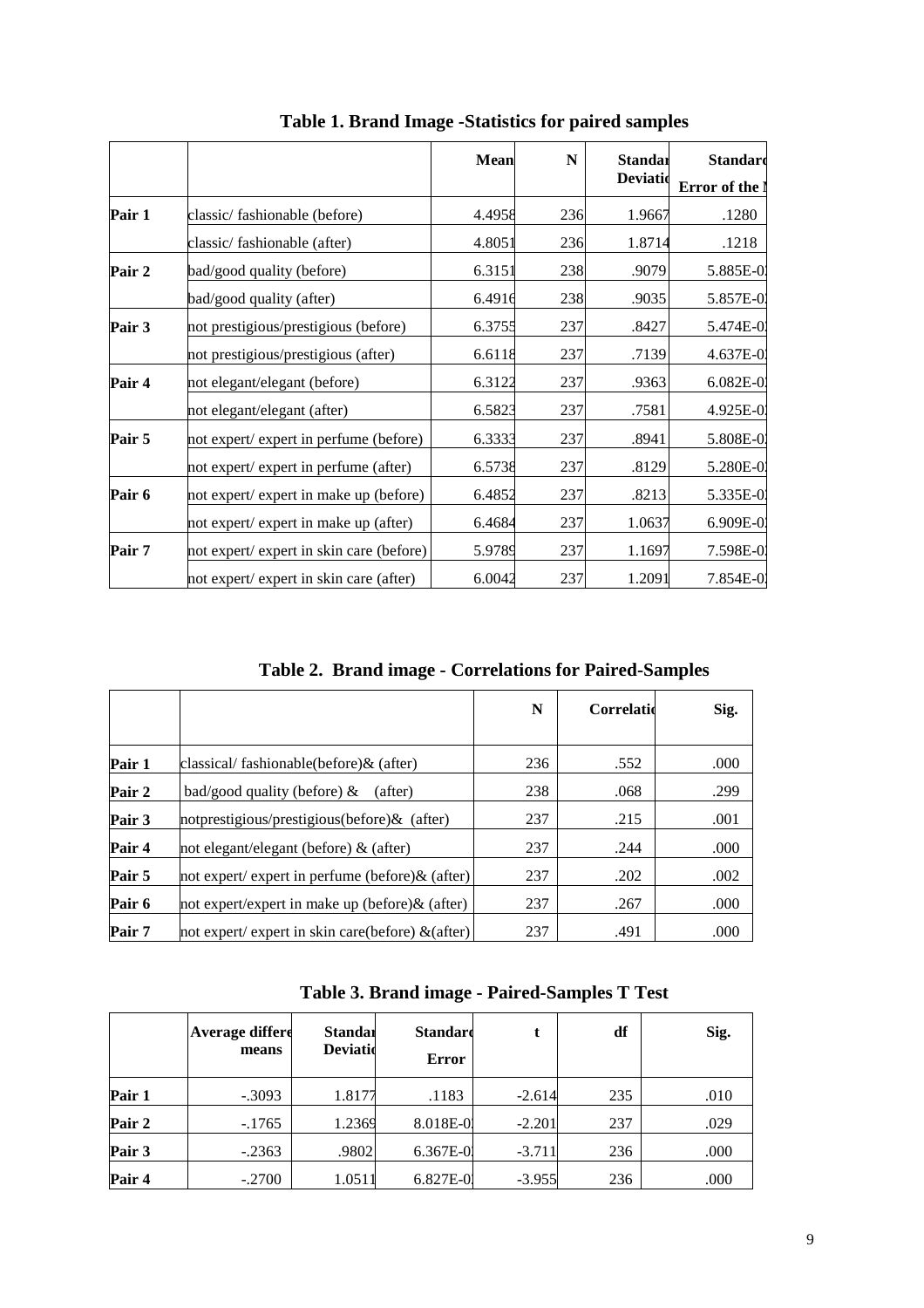**Table 1. Brand Image -Statistics for paired samples**

| | | Mean | N | Standar Deviatio | Standard Error of the M |
|---|---|---|---|---|---|
| Pair 1 | classic/ fashionable (before) | 4.4958 | 236 | 1.9667 | .1280 |
| | classic/ fashionable (after) | 4.8051 | 236 | 1.8714 | .1218 |
| Pair 2 | bad/good quality (before) | 6.3151 | 238 | .9079 | 5.885E-0 |
| | bad/good quality (after) | 6.4916 | 238 | .9035 | 5.857E-0 |
| Pair 3 | not prestigious/prestigious (before) | 6.3755 | 237 | .8427 | 5.474E-0 |
| | not prestigious/prestigious (after) | 6.6118 | 237 | .7139 | 4.637E-0 |
| Pair 4 | not elegant/elegant (before) | 6.3122 | 237 | .9363 | 6.082E-0 |
| | not elegant/elegant (after) | 6.5823 | 237 | .7581 | 4.925E-0 |
| Pair 5 | not expert/ expert in perfume (before) | 6.3333 | 237 | .8941 | 5.808E-0 |
| | not expert/ expert in perfume (after) | 6.5738 | 237 | .8129 | 5.280E-0 |
| Pair 6 | not expert/ expert in make up (before) | 6.4852 | 237 | .8213 | 5.335E-0 |
| | not expert/ expert in make up (after) | 6.4684 | 237 | 1.0637 | 6.909E-0 |
| Pair 7 | not expert/ expert in skin care (before) | 5.9789 | 237 | 1.1697 | 7.598E-0 |
| | not expert/ expert in skin care (after) | 6.0042 | 237 | 1.2091 | 7.854E-0 |

**Table 2. Brand image - Correlations for Paired-Samples**

| | | N | Correlatio | Sig. |
|---|---|---|---|---|
| Pair 1 | classical/ fashionable(before)& (after) | 236 | .552 | .000 |
| Pair 2 | bad/good quality (before) & (after) | 238 | .068 | .299 |
| Pair 3 | notprestigious/prestigious(before)& (after) | 237 | .215 | .001 |
| Pair 4 | not elegant/elegant (before) & (after) | 237 | .244 | .000 |
| Pair 5 | not expert/ expert in perfume (before)& (after) | 237 | .202 | .002 |
| Pair 6 | not expert/expert in make up (before)& (after) | 237 | .267 | .000 |
| Pair 7 | not expert/ expert in skin care(before) &(after) | 237 | .491 | .000 |

**Table 3. Brand image - Paired-Samples T Test**

| | Average differe means | Standar Deviatio | Standard Error | t | df | Sig. |
|---|---|---|---|---|---|---|
| Pair 1 | -.3093 | 1.8177 | .1183 | -2.614 | 235 | .010 |
| Pair 2 | -.1765 | 1.2369 | 8.018E-0 | -2.201 | 237 | .029 |
| Pair 3 | -.2363 | .9802 | 6.367E-0 | -3.711 | 236 | .000 |
| Pair 4 | -.2700 | 1.0511 | 6.827E-0 | -3.955 | 236 | .000 |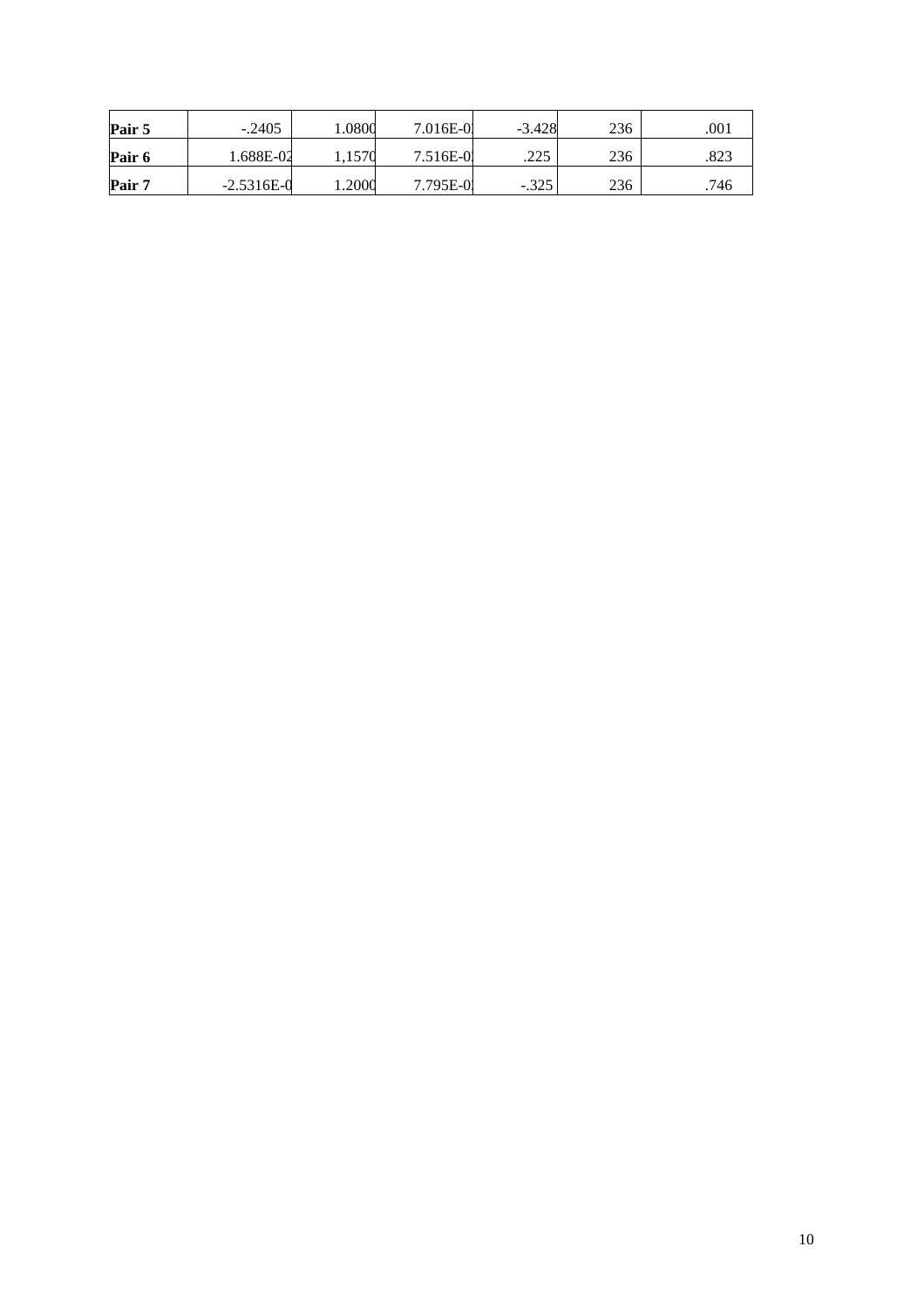| | | | | | | |
|---|---|---|---|---|---|---|
| **Pair 5** | -.2405 | 1.0800 | 7.016E-0 | -3.428 | 236 | .001 |
| **Pair 6** | 1.688E-02 | 1,1570 | 7.516E-0 | .225 | 236 | .823 |
| **Pair 7** | -2.5316E-0 | 1.2000 | 7.795E-0 | -.325 | 236 | .746 |